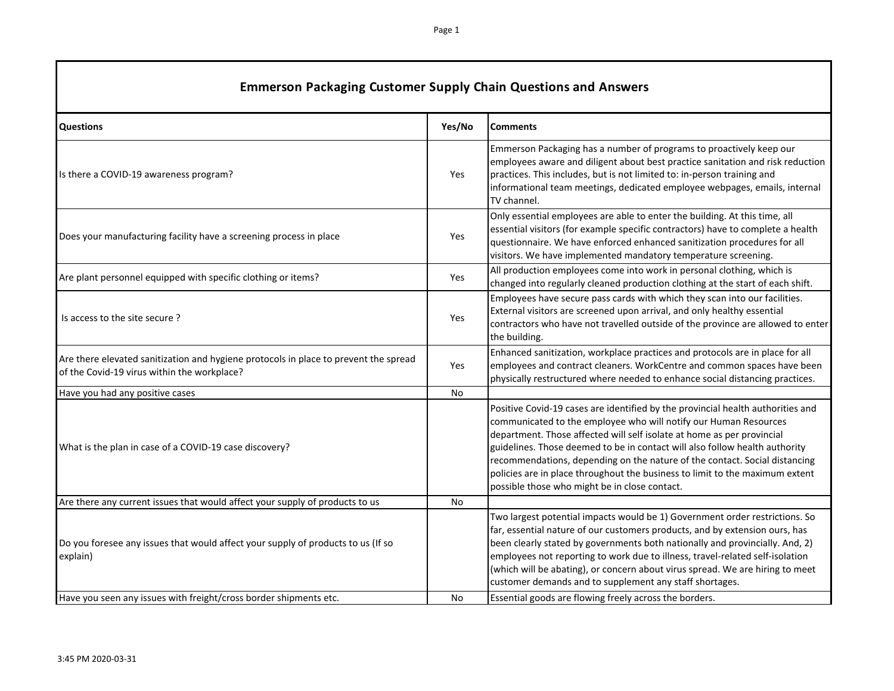# Emmerson Packaging Customer Supply Chain Questions and Answers

| Questions | Yes/No | Comments |
|---|---|---|
| Is there a COVID-19 awareness program? | Yes | Emmerson Packaging has a number of programs to proactively keep our employees aware and diligent about best practice sanitation and risk reduction practices. This includes, but is not limited to: in-person training and informational team meetings, dedicated employee webpages, emails, internal TV channel. |
| Does your manufacturing facility have a screening process in place | Yes | Only essential employees are able to enter the building. At this time, all essential visitors (for example specific contractors) have to complete a health questionnaire. We have enforced enhanced sanitization procedures for all visitors. We have implemented mandatory temperature screening. |
| Are plant personnel equipped with specific clothing or items? | Yes | All production employees come into work in personal clothing, which is changed into regularly cleaned production clothing at the start of each shift. |
| Is access to the site secure ? | Yes | Employees have secure pass cards with which they scan into our facilities. External visitors are screened upon arrival, and only healthy essential contractors who have not travelled outside of the province are allowed to enter the building. |
| Are there elevated sanitization and hygiene protocols in place to prevent the spread of the Covid-19 virus within the workplace? | Yes | Enhanced sanitization, workplace practices and protocols are in place for all employees and contract cleaners. WorkCentre and common spaces have been physically restructured where needed to enhance social distancing practices. |
| Have you had any positive cases | No | |
| What is the plan in case of a COVID-19 case discovery? | | Positive Covid-19 cases are identified by the provincial health authorities and communicated to the employee who will notify our Human Resources department. Those affected will self isolate at home as per provincial guidelines. Those deemed to be in contact will also follow health authority recommendations, depending on the nature of the contact. Social distancing policies are in place throughout the business to limit to the maximum extent possible those who might be in close contact. |
| Are there any current issues that would affect your supply of products to us | No | |
| Do you foresee any issues that would affect your supply of products to us (If so explain) | | Two largest potential impacts would be 1) Government order restrictions. So far, essential nature of our customers products, and by extension ours, has been clearly stated by governments both nationally and provincially. And, 2) employees not reporting to work due to illness, travel-related self-isolation (which will be abating), or concern about virus spread. We are hiring to meet customer demands and to supplement any staff shortages. |
| Have you seen any issues with freight/cross border shipments etc. | No | Essential goods are flowing freely across the borders. |

3:45 PM 2020-03-31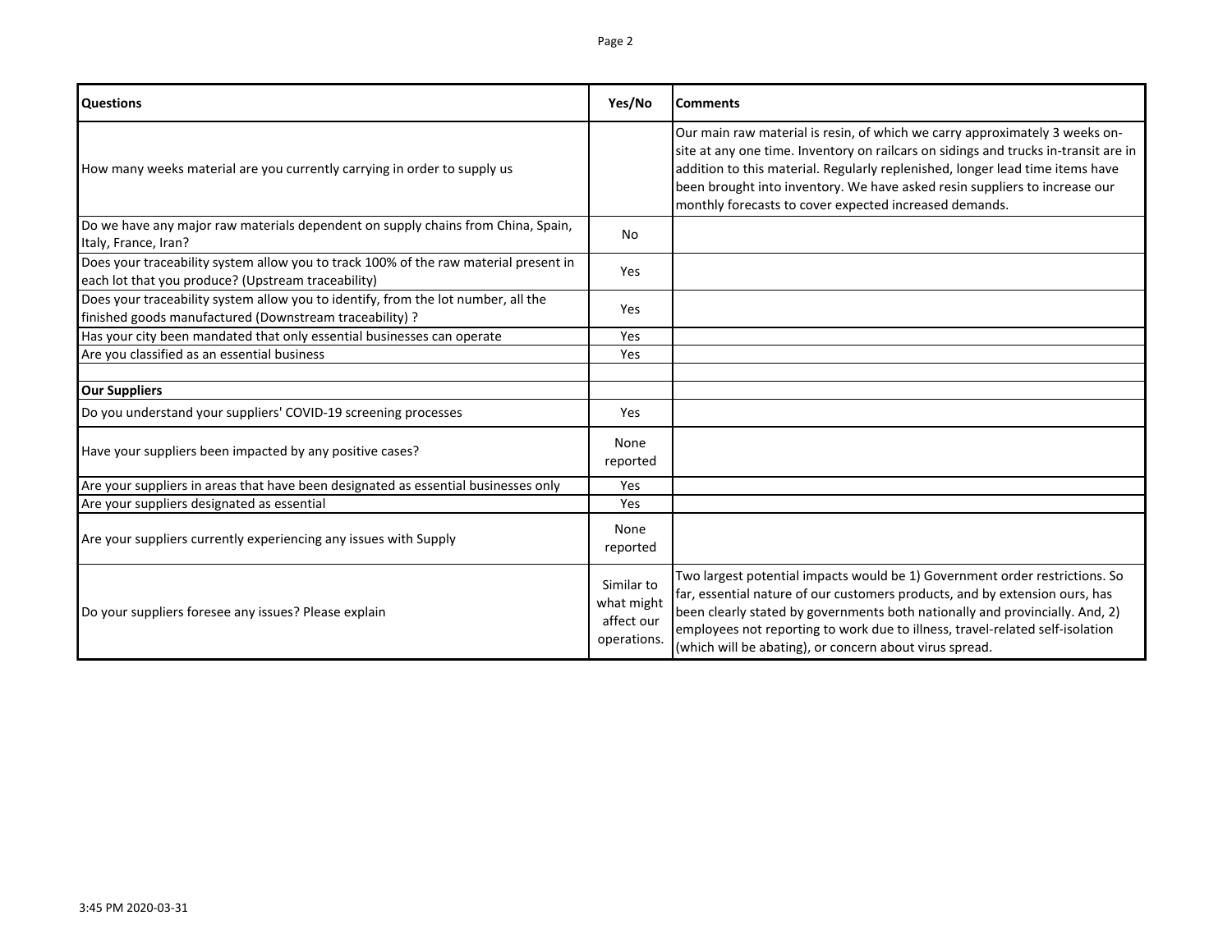| Questions | Yes/No | Comments |
|---|---|---|
| How many weeks material are you currently carrying in order to supply us | | Our main raw material is resin, of which we carry approximately 3 weeks on-site at any one time. Inventory on railcars on sidings and trucks in-transit are in addition to this material. Regularly replenished, longer lead time items have been brought into inventory. We have asked resin suppliers to increase our monthly forecasts to cover expected increased demands. |
| Do we have any major raw materials dependent on supply chains from China, Spain, Italy, France, Iran? | No | |
| Does your traceability system allow you to track 100% of the raw material present in each lot that you produce? (Upstream traceability) | Yes | |
| Does your traceability system allow you to identify, from the lot number, all the finished goods manufactured (Downstream traceability) ? | Yes | |
| Has your city been mandated that only essential businesses can operate | Yes | |
| Are you classified as an essential business | Yes | |
| | | |
| **Our Suppliers** | | |
| Do you understand your suppliers' COVID-19 screening processes | Yes | |
| Have your suppliers been impacted by any positive cases? | None reported | |
| Are your suppliers in areas that have been designated as essential businesses only | Yes | |
| Are your suppliers designated as essential | Yes | |
| Are your suppliers currently experiencing any issues with Supply | None reported | |
| Do your suppliers foresee any issues? Please explain | Similar to what might affect our operations. | Two largest potential impacts would be 1) Government order restrictions. So far, essential nature of our customers products, and by extension ours, has been clearly stated by governments both nationally and provincially. And, 2) employees not reporting to work due to illness, travel-related self-isolation (which will be abating), or concern about virus spread. |

3:45 PM 2020-03-31